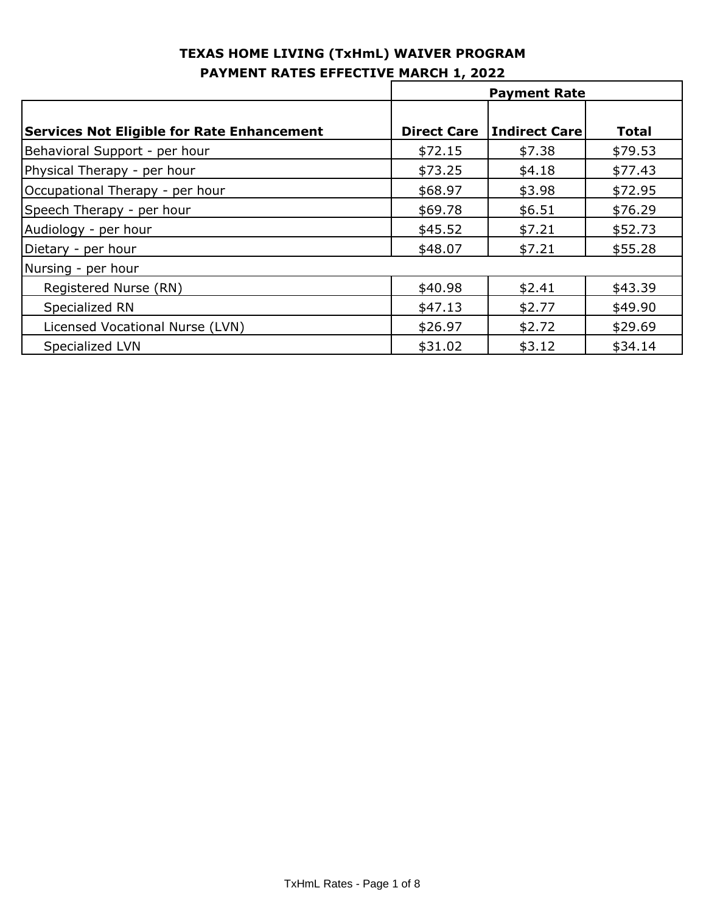# TEXAS HOME LIVING (TxHmL) WAIVER PROGRAM
## PAYMENT RATES EFFECTIVE MARCH 1, 2022

| | Payment Rate | | |
|---|---|---|---|
| **Services Not Eligible for Rate Enhancement** | **Direct Care** | **Indirect Care** | **Total** |
| Behavioral Support - per hour | $72.15 | $7.38 | $79.53 |
| Physical Therapy - per hour | $73.25 | $4.18 | $77.43 |
| Occupational Therapy - per hour | $68.97 | $3.98 | $72.95 |
| Speech Therapy - per hour | $69.78 | $6.51 | $76.29 |
| Audiology - per hour | $45.52 | $7.21 | $52.73 |
| Dietary - per hour | $48.07 | $7.21 | $55.28 |
| Nursing - per hour | | | |
| Registered Nurse (RN) | $40.98 | $2.41 | $43.39 |
| Specialized RN | $47.13 | $2.77 | $49.90 |
| Licensed Vocational Nurse (LVN) | $26.97 | $2.72 | $29.69 |
| Specialized LVN | $31.02 | $3.12 | $34.14 |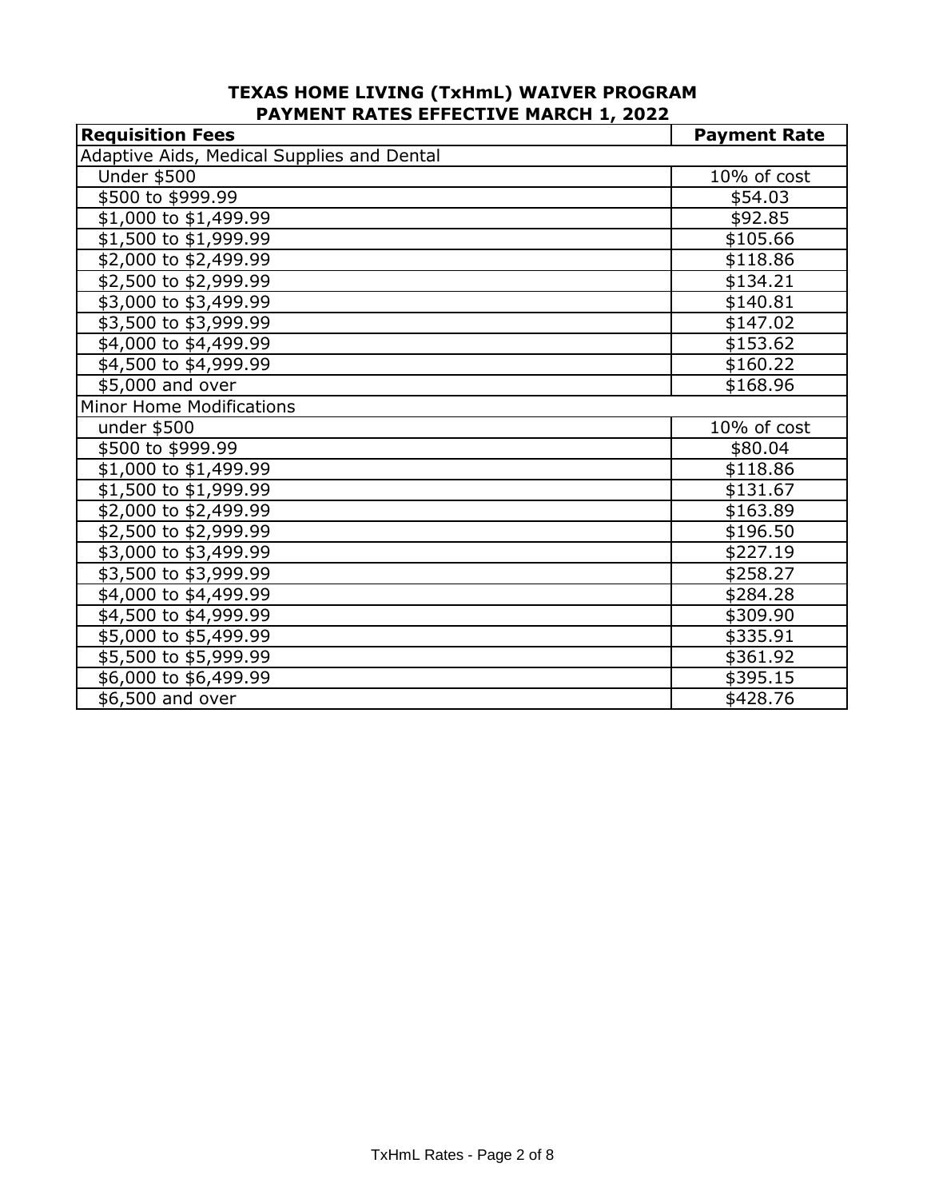# TEXAS HOME LIVING (TxHmL) WAIVER PROGRAM
## PAYMENT RATES EFFECTIVE MARCH 1, 2022

| Requisition Fees | Payment Rate |
|---|---|
| Adaptive Aids, Medical Supplies and Dental | |
| Under $500 | 10% of cost |
| $500 to $999.99 | $54.03 |
| $1,000 to $1,499.99 | $92.85 |
| $1,500 to $1,999.99 | $105.66 |
| $2,000 to $2,499.99 | $118.86 |
| $2,500 to $2,999.99 | $134.21 |
| $3,000 to $3,499.99 | $140.81 |
| $3,500 to $3,999.99 | $147.02 |
| $4,000 to $4,499.99 | $153.62 |
| $4,500 to $4,999.99 | $160.22 |
| $5,000 and over | $168.96 |
| Minor Home Modifications | |
| under $500 | 10% of cost |
| $500 to $999.99 | $80.04 |
| $1,000 to $1,499.99 | $118.86 |
| $1,500 to $1,999.99 | $131.67 |
| $2,000 to $2,499.99 | $163.89 |
| $2,500 to $2,999.99 | $196.50 |
| $3,000 to $3,499.99 | $227.19 |
| $3,500 to $3,999.99 | $258.27 |
| $4,000 to $4,499.99 | $284.28 |
| $4,500 to $4,999.99 | $309.90 |
| $5,000 to $5,499.99 | $335.91 |
| $5,500 to $5,999.99 | $361.92 |
| $6,000 to $6,499.99 | $395.15 |
| $6,500 and over | $428.76 |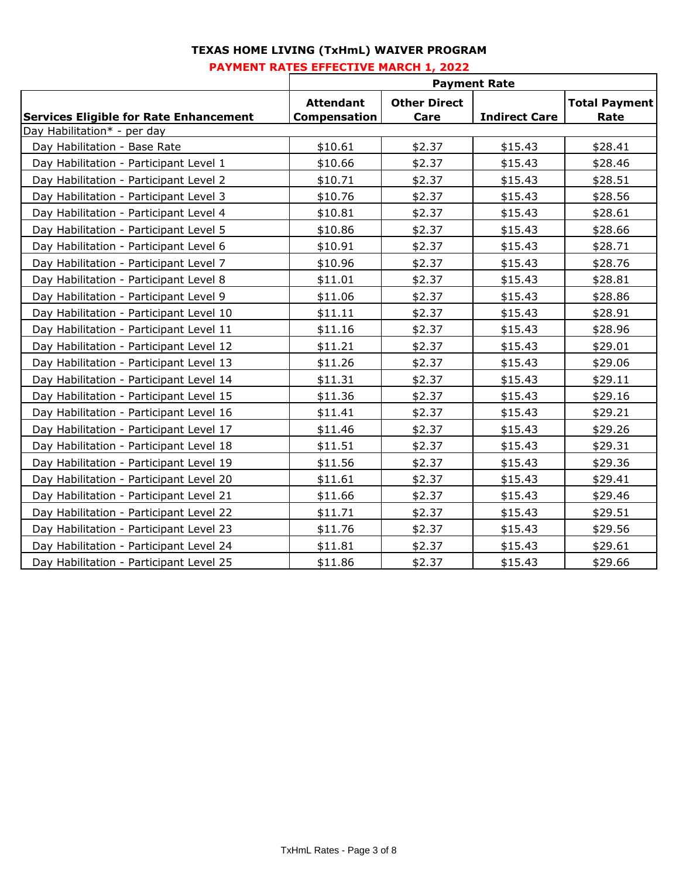# TEXAS HOME LIVING (TxHmL) WAIVER PROGRAM

## PAYMENT RATES EFFECTIVE MARCH 1, 2022

| | Payment Rate | | | |
|---|---|---|---|---|
| **Services Eligible for Rate Enhancement** | **Attendant Compensation** | **Other Direct Care** | **Indirect Care** | **Total Payment Rate** |
| Day Habilitation* - per day | | | | |
| Day Habilitation - Base Rate | $10.61 | $2.37 | $15.43 | $28.41 |
| Day Habilitation - Participant Level 1 | $10.66 | $2.37 | $15.43 | $28.46 |
| Day Habilitation - Participant Level 2 | $10.71 | $2.37 | $15.43 | $28.51 |
| Day Habilitation - Participant Level 3 | $10.76 | $2.37 | $15.43 | $28.56 |
| Day Habilitation - Participant Level 4 | $10.81 | $2.37 | $15.43 | $28.61 |
| Day Habilitation - Participant Level 5 | $10.86 | $2.37 | $15.43 | $28.66 |
| Day Habilitation - Participant Level 6 | $10.91 | $2.37 | $15.43 | $28.71 |
| Day Habilitation - Participant Level 7 | $10.96 | $2.37 | $15.43 | $28.76 |
| Day Habilitation - Participant Level 8 | $11.01 | $2.37 | $15.43 | $28.81 |
| Day Habilitation - Participant Level 9 | $11.06 | $2.37 | $15.43 | $28.86 |
| Day Habilitation - Participant Level 10 | $11.11 | $2.37 | $15.43 | $28.91 |
| Day Habilitation - Participant Level 11 | $11.16 | $2.37 | $15.43 | $28.96 |
| Day Habilitation - Participant Level 12 | $11.21 | $2.37 | $15.43 | $29.01 |
| Day Habilitation - Participant Level 13 | $11.26 | $2.37 | $15.43 | $29.06 |
| Day Habilitation - Participant Level 14 | $11.31 | $2.37 | $15.43 | $29.11 |
| Day Habilitation - Participant Level 15 | $11.36 | $2.37 | $15.43 | $29.16 |
| Day Habilitation - Participant Level 16 | $11.41 | $2.37 | $15.43 | $29.21 |
| Day Habilitation - Participant Level 17 | $11.46 | $2.37 | $15.43 | $29.26 |
| Day Habilitation - Participant Level 18 | $11.51 | $2.37 | $15.43 | $29.31 |
| Day Habilitation - Participant Level 19 | $11.56 | $2.37 | $15.43 | $29.36 |
| Day Habilitation - Participant Level 20 | $11.61 | $2.37 | $15.43 | $29.41 |
| Day Habilitation - Participant Level 21 | $11.66 | $2.37 | $15.43 | $29.46 |
| Day Habilitation - Participant Level 22 | $11.71 | $2.37 | $15.43 | $29.51 |
| Day Habilitation - Participant Level 23 | $11.76 | $2.37 | $15.43 | $29.56 |
| Day Habilitation - Participant Level 24 | $11.81 | $2.37 | $15.43 | $29.61 |
| Day Habilitation - Participant Level 25 | $11.86 | $2.37 | $15.43 | $29.66 |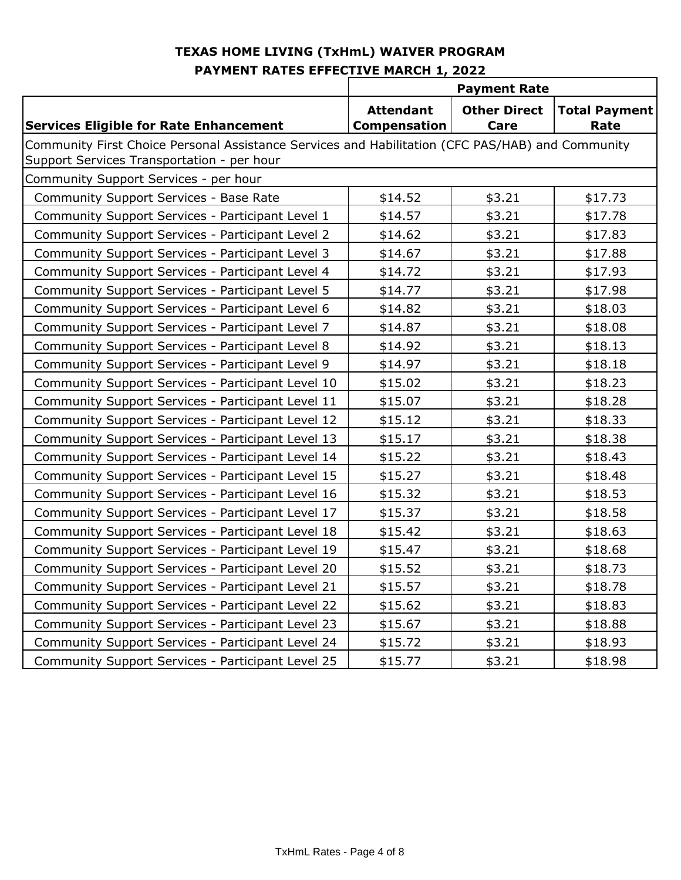# TEXAS HOME LIVING (TxHmL) WAIVER PROGRAM

## PAYMENT RATES EFFECTIVE MARCH 1, 2022

| | Payment Rate | | |
|---|---|---|---|
| **Services Eligible for Rate Enhancement** | **Attendant Compensation** | **Other Direct Care** | **Total Payment Rate** |
| Community First Choice Personal Assistance Services and Habilitation (CFC PAS/HAB) and Community Support Services Transportation - per hour | | | |
| Community Support Services - per hour | | | |
| Community Support Services - Base Rate | $14.52 | $3.21 | $17.73 |
| Community Support Services - Participant Level 1 | $14.57 | $3.21 | $17.78 |
| Community Support Services - Participant Level 2 | $14.62 | $3.21 | $17.83 |
| Community Support Services - Participant Level 3 | $14.67 | $3.21 | $17.88 |
| Community Support Services - Participant Level 4 | $14.72 | $3.21 | $17.93 |
| Community Support Services - Participant Level 5 | $14.77 | $3.21 | $17.98 |
| Community Support Services - Participant Level 6 | $14.82 | $3.21 | $18.03 |
| Community Support Services - Participant Level 7 | $14.87 | $3.21 | $18.08 |
| Community Support Services - Participant Level 8 | $14.92 | $3.21 | $18.13 |
| Community Support Services - Participant Level 9 | $14.97 | $3.21 | $18.18 |
| Community Support Services - Participant Level 10 | $15.02 | $3.21 | $18.23 |
| Community Support Services - Participant Level 11 | $15.07 | $3.21 | $18.28 |
| Community Support Services - Participant Level 12 | $15.12 | $3.21 | $18.33 |
| Community Support Services - Participant Level 13 | $15.17 | $3.21 | $18.38 |
| Community Support Services - Participant Level 14 | $15.22 | $3.21 | $18.43 |
| Community Support Services - Participant Level 15 | $15.27 | $3.21 | $18.48 |
| Community Support Services - Participant Level 16 | $15.32 | $3.21 | $18.53 |
| Community Support Services - Participant Level 17 | $15.37 | $3.21 | $18.58 |
| Community Support Services - Participant Level 18 | $15.42 | $3.21 | $18.63 |
| Community Support Services - Participant Level 19 | $15.47 | $3.21 | $18.68 |
| Community Support Services - Participant Level 20 | $15.52 | $3.21 | $18.73 |
| Community Support Services - Participant Level 21 | $15.57 | $3.21 | $18.78 |
| Community Support Services - Participant Level 22 | $15.62 | $3.21 | $18.83 |
| Community Support Services - Participant Level 23 | $15.67 | $3.21 | $18.88 |
| Community Support Services - Participant Level 24 | $15.72 | $3.21 | $18.93 |
| Community Support Services - Participant Level 25 | $15.77 | $3.21 | $18.98 |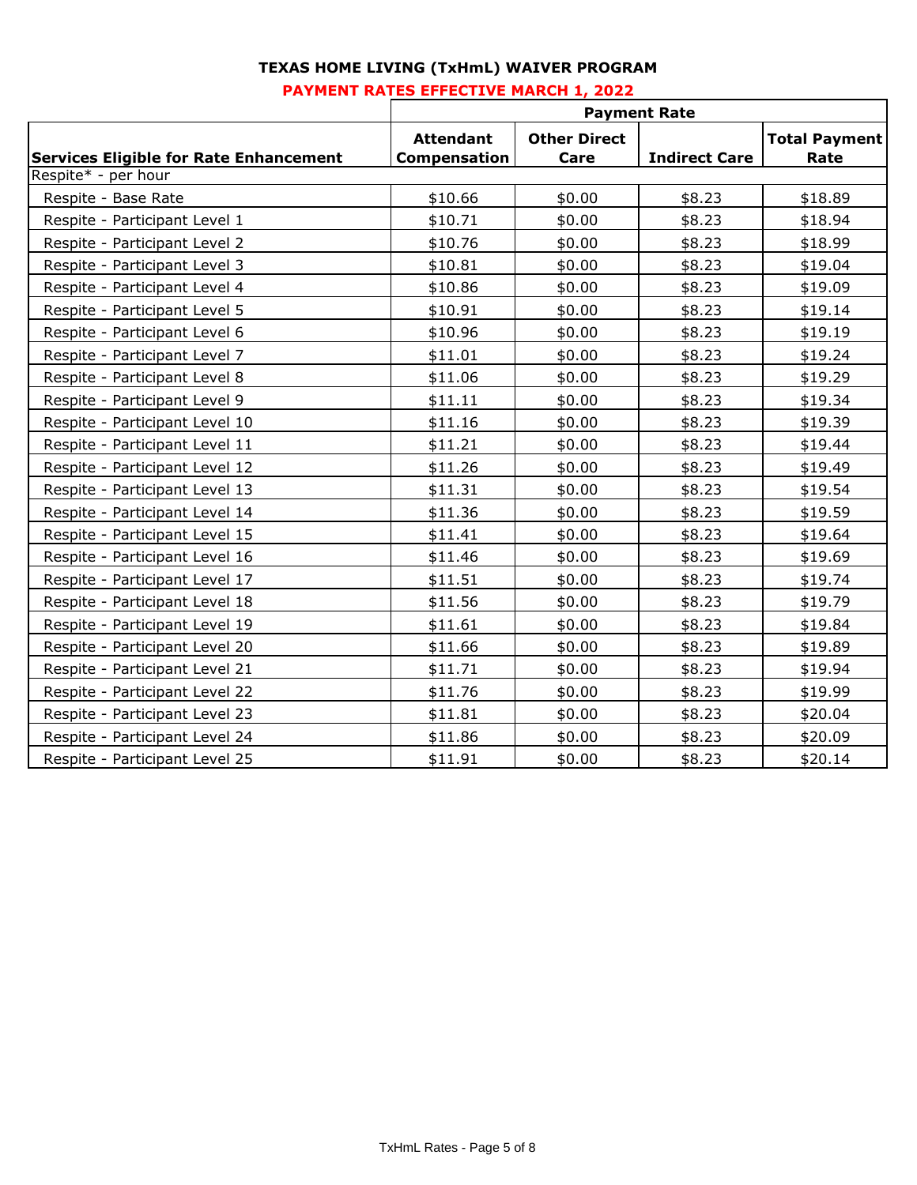# TEXAS HOME LIVING (TxHmL) WAIVER PROGRAM

## PAYMENT RATES EFFECTIVE MARCH 1, 2022

| | Payment Rate | | | |
|---|---|---|---|---|
| **Services Eligible for Rate Enhancement** | **Attendant Compensation** | **Other Direct Care** | **Indirect Care** | **Total Payment Rate** |
| Respite* - per hour | | | | |
| Respite - Base Rate | $10.66 | $0.00 | $8.23 | $18.89 |
| Respite - Participant Level 1 | $10.71 | $0.00 | $8.23 | $18.94 |
| Respite - Participant Level 2 | $10.76 | $0.00 | $8.23 | $18.99 |
| Respite - Participant Level 3 | $10.81 | $0.00 | $8.23 | $19.04 |
| Respite - Participant Level 4 | $10.86 | $0.00 | $8.23 | $19.09 |
| Respite - Participant Level 5 | $10.91 | $0.00 | $8.23 | $19.14 |
| Respite - Participant Level 6 | $10.96 | $0.00 | $8.23 | $19.19 |
| Respite - Participant Level 7 | $11.01 | $0.00 | $8.23 | $19.24 |
| Respite - Participant Level 8 | $11.06 | $0.00 | $8.23 | $19.29 |
| Respite - Participant Level 9 | $11.11 | $0.00 | $8.23 | $19.34 |
| Respite - Participant Level 10 | $11.16 | $0.00 | $8.23 | $19.39 |
| Respite - Participant Level 11 | $11.21 | $0.00 | $8.23 | $19.44 |
| Respite - Participant Level 12 | $11.26 | $0.00 | $8.23 | $19.49 |
| Respite - Participant Level 13 | $11.31 | $0.00 | $8.23 | $19.54 |
| Respite - Participant Level 14 | $11.36 | $0.00 | $8.23 | $19.59 |
| Respite - Participant Level 15 | $11.41 | $0.00 | $8.23 | $19.64 |
| Respite - Participant Level 16 | $11.46 | $0.00 | $8.23 | $19.69 |
| Respite - Participant Level 17 | $11.51 | $0.00 | $8.23 | $19.74 |
| Respite - Participant Level 18 | $11.56 | $0.00 | $8.23 | $19.79 |
| Respite - Participant Level 19 | $11.61 | $0.00 | $8.23 | $19.84 |
| Respite - Participant Level 20 | $11.66 | $0.00 | $8.23 | $19.89 |
| Respite - Participant Level 21 | $11.71 | $0.00 | $8.23 | $19.94 |
| Respite - Participant Level 22 | $11.76 | $0.00 | $8.23 | $19.99 |
| Respite - Participant Level 23 | $11.81 | $0.00 | $8.23 | $20.04 |
| Respite - Participant Level 24 | $11.86 | $0.00 | $8.23 | $20.09 |
| Respite - Participant Level 25 | $11.91 | $0.00 | $8.23 | $20.14 |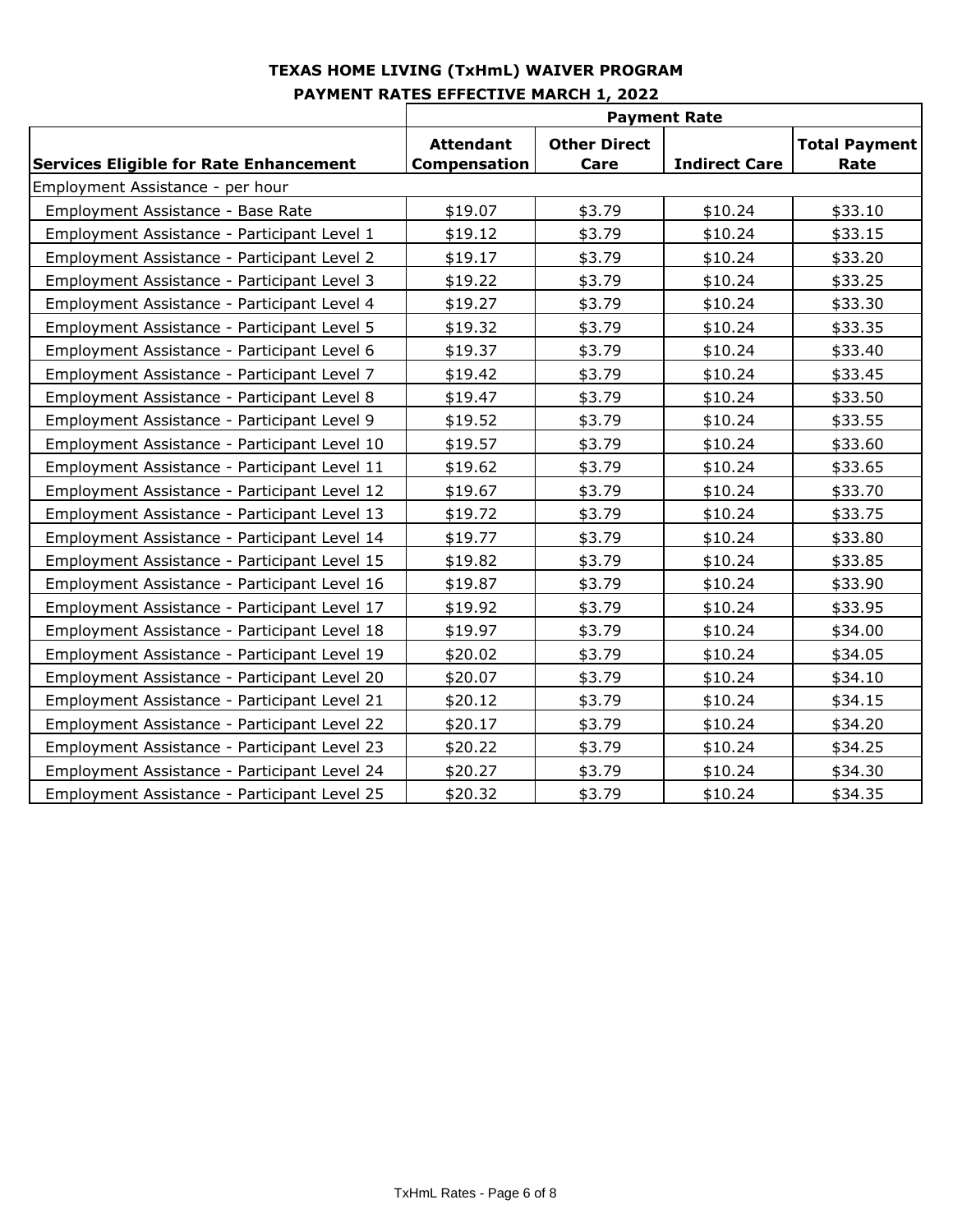**TEXAS HOME LIVING (TxHmL) WAIVER PROGRAM**

**PAYMENT RATES EFFECTIVE MARCH 1, 2022**

| | Payment Rate | | | |
|---|---|---|---|---|
| **Services Eligible for Rate Enhancement** | **Attendant Compensation** | **Other Direct Care** | **Indirect Care** | **Total Payment Rate** |
| Employment Assistance - per hour | | | | |
| Employment Assistance - Base Rate | $19.07 | $3.79 | $10.24 | $33.10 |
| Employment Assistance - Participant Level 1 | $19.12 | $3.79 | $10.24 | $33.15 |
| Employment Assistance - Participant Level 2 | $19.17 | $3.79 | $10.24 | $33.20 |
| Employment Assistance - Participant Level 3 | $19.22 | $3.79 | $10.24 | $33.25 |
| Employment Assistance - Participant Level 4 | $19.27 | $3.79 | $10.24 | $33.30 |
| Employment Assistance - Participant Level 5 | $19.32 | $3.79 | $10.24 | $33.35 |
| Employment Assistance - Participant Level 6 | $19.37 | $3.79 | $10.24 | $33.40 |
| Employment Assistance - Participant Level 7 | $19.42 | $3.79 | $10.24 | $33.45 |
| Employment Assistance - Participant Level 8 | $19.47 | $3.79 | $10.24 | $33.50 |
| Employment Assistance - Participant Level 9 | $19.52 | $3.79 | $10.24 | $33.55 |
| Employment Assistance - Participant Level 10 | $19.57 | $3.79 | $10.24 | $33.60 |
| Employment Assistance - Participant Level 11 | $19.62 | $3.79 | $10.24 | $33.65 |
| Employment Assistance - Participant Level 12 | $19.67 | $3.79 | $10.24 | $33.70 |
| Employment Assistance - Participant Level 13 | $19.72 | $3.79 | $10.24 | $33.75 |
| Employment Assistance - Participant Level 14 | $19.77 | $3.79 | $10.24 | $33.80 |
| Employment Assistance - Participant Level 15 | $19.82 | $3.79 | $10.24 | $33.85 |
| Employment Assistance - Participant Level 16 | $19.87 | $3.79 | $10.24 | $33.90 |
| Employment Assistance - Participant Level 17 | $19.92 | $3.79 | $10.24 | $33.95 |
| Employment Assistance - Participant Level 18 | $19.97 | $3.79 | $10.24 | $34.00 |
| Employment Assistance - Participant Level 19 | $20.02 | $3.79 | $10.24 | $34.05 |
| Employment Assistance - Participant Level 20 | $20.07 | $3.79 | $10.24 | $34.10 |
| Employment Assistance - Participant Level 21 | $20.12 | $3.79 | $10.24 | $34.15 |
| Employment Assistance - Participant Level 22 | $20.17 | $3.79 | $10.24 | $34.20 |
| Employment Assistance - Participant Level 23 | $20.22 | $3.79 | $10.24 | $34.25 |
| Employment Assistance - Participant Level 24 | $20.27 | $3.79 | $10.24 | $34.30 |
| Employment Assistance - Participant Level 25 | $20.32 | $3.79 | $10.24 | $34.35 |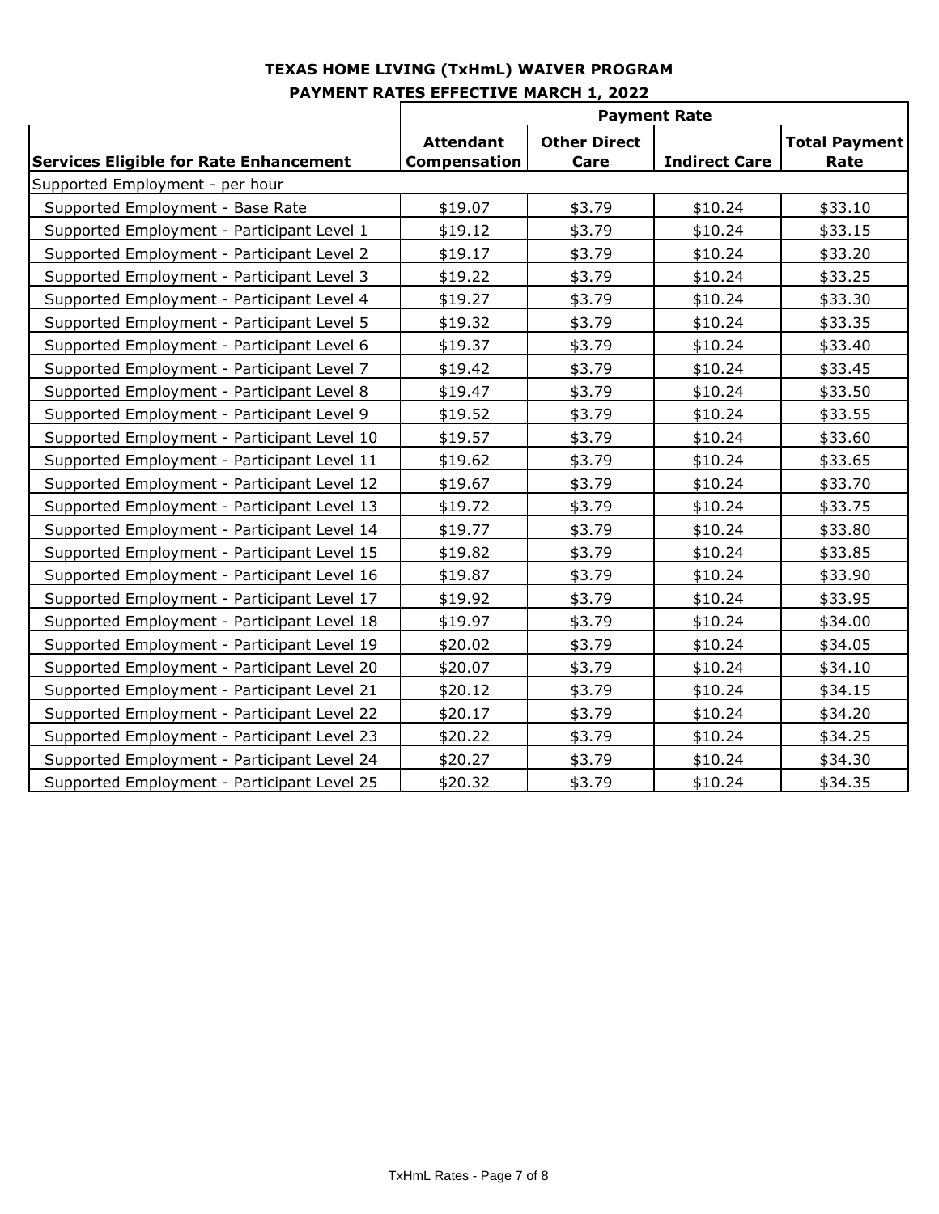**TEXAS HOME LIVING (TxHmL) WAIVER PROGRAM**

**PAYMENT RATES EFFECTIVE MARCH 1, 2022**

| | Payment Rate | | | |
|---|---|---|---|---|
| **Services Eligible for Rate Enhancement** | **Attendant Compensation** | **Other Direct Care** | **Indirect Care** | **Total Payment Rate** |
| Supported Employment - per hour | | | | |
| Supported Employment - Base Rate | $19.07 | $3.79 | $10.24 | $33.10 |
| Supported Employment - Participant Level 1 | $19.12 | $3.79 | $10.24 | $33.15 |
| Supported Employment - Participant Level 2 | $19.17 | $3.79 | $10.24 | $33.20 |
| Supported Employment - Participant Level 3 | $19.22 | $3.79 | $10.24 | $33.25 |
| Supported Employment - Participant Level 4 | $19.27 | $3.79 | $10.24 | $33.30 |
| Supported Employment - Participant Level 5 | $19.32 | $3.79 | $10.24 | $33.35 |
| Supported Employment - Participant Level 6 | $19.37 | $3.79 | $10.24 | $33.40 |
| Supported Employment - Participant Level 7 | $19.42 | $3.79 | $10.24 | $33.45 |
| Supported Employment - Participant Level 8 | $19.47 | $3.79 | $10.24 | $33.50 |
| Supported Employment - Participant Level 9 | $19.52 | $3.79 | $10.24 | $33.55 |
| Supported Employment - Participant Level 10 | $19.57 | $3.79 | $10.24 | $33.60 |
| Supported Employment - Participant Level 11 | $19.62 | $3.79 | $10.24 | $33.65 |
| Supported Employment - Participant Level 12 | $19.67 | $3.79 | $10.24 | $33.70 |
| Supported Employment - Participant Level 13 | $19.72 | $3.79 | $10.24 | $33.75 |
| Supported Employment - Participant Level 14 | $19.77 | $3.79 | $10.24 | $33.80 |
| Supported Employment - Participant Level 15 | $19.82 | $3.79 | $10.24 | $33.85 |
| Supported Employment - Participant Level 16 | $19.87 | $3.79 | $10.24 | $33.90 |
| Supported Employment - Participant Level 17 | $19.92 | $3.79 | $10.24 | $33.95 |
| Supported Employment - Participant Level 18 | $19.97 | $3.79 | $10.24 | $34.00 |
| Supported Employment - Participant Level 19 | $20.02 | $3.79 | $10.24 | $34.05 |
| Supported Employment - Participant Level 20 | $20.07 | $3.79 | $10.24 | $34.10 |
| Supported Employment - Participant Level 21 | $20.12 | $3.79 | $10.24 | $34.15 |
| Supported Employment - Participant Level 22 | $20.17 | $3.79 | $10.24 | $34.20 |
| Supported Employment - Participant Level 23 | $20.22 | $3.79 | $10.24 | $34.25 |
| Supported Employment - Participant Level 24 | $20.27 | $3.79 | $10.24 | $34.30 |
| Supported Employment - Participant Level 25 | $20.32 | $3.79 | $10.24 | $34.35 |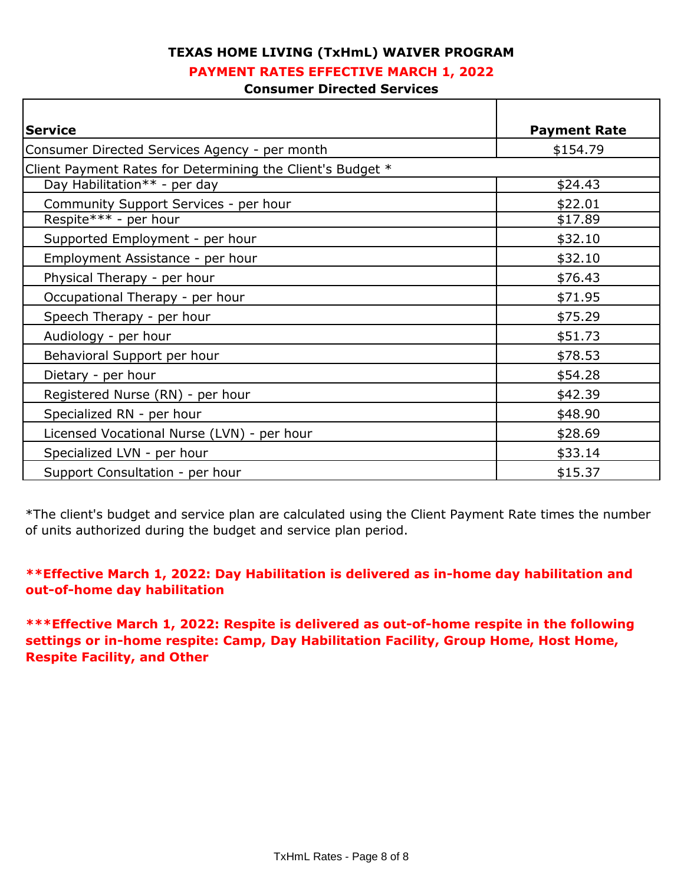**TEXAS HOME LIVING (TxHmL) WAIVER PROGRAM**

**PAYMENT RATES EFFECTIVE MARCH 1, 2022**

**Consumer Directed Services**

| Service | Payment Rate |
|---|---|
| Consumer Directed Services Agency - per month | $154.79 |
| Client Payment Rates for Determining the Client's Budget * | |
| Day Habilitation** - per day | $24.43 |
| Community Support Services - per hour | $22.01 |
| Respite*** - per hour | $17.89 |
| Supported Employment - per hour | $32.10 |
| Employment Assistance - per hour | $32.10 |
| Physical Therapy - per hour | $76.43 |
| Occupational Therapy - per hour | $71.95 |
| Speech Therapy - per hour | $75.29 |
| Audiology - per hour | $51.73 |
| Behavioral Support per hour | $78.53 |
| Dietary - per hour | $54.28 |
| Registered Nurse (RN) - per hour | $42.39 |
| Specialized RN - per hour | $48.90 |
| Licensed Vocational Nurse (LVN) - per hour | $28.69 |
| Specialized LVN - per hour | $33.14 |
| Support Consultation - per hour | $15.37 |

*The client's budget and service plan are calculated using the Client Payment Rate times the number of units authorized during the budget and service plan period.

**\*\*Effective March 1, 2022: Day Habilitation is delivered as in-home day habilitation and out-of-home day habilitation**

**\*\*\*Effective March 1, 2022: Respite is delivered as out-of-home respite in the following settings or in-home respite: Camp, Day Habilitation Facility, Group Home, Host Home, Respite Facility, and Other**